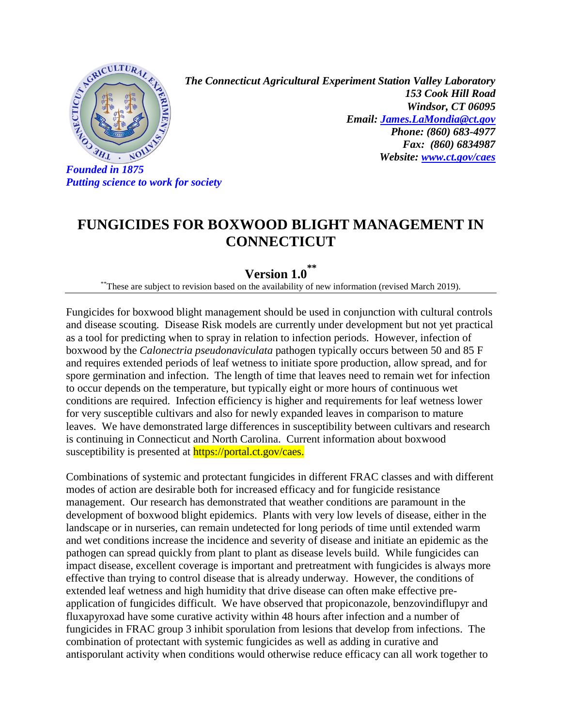*The Connecticut Agricultural Experiment Station Valley Laboratory*
***153 Cook Hill Road***
***Windsor, CT 06095***
***Email: [James.LaMondia@ct.gov](mailto:James.LaMondia@ct.gov)***
***Phone: (860) 683-4977***
***Fax: (860) 6834987***
***Website: [www.ct.gov/caes](http://www.ct.gov/caes)***

*Founded in 1875*
*Putting science to work for society*

# FUNGICIDES FOR BOXWOOD BLIGHT MANAGEMENT IN CONNECTICUT

## Version 1.0**

**These are subject to revision based on the availability of new information (revised March 2019).

---

Fungicides for boxwood blight management should be used in conjunction with cultural controls and disease scouting. Disease Risk models are currently under development but not yet practical as a tool for predicting when to spray in relation to infection periods. However, infection of boxwood by the *Calonectria pseudonaviculata* pathogen typically occurs between 50 and 85 F and requires extended periods of leaf wetness to initiate spore production, allow spread, and for spore germination and infection. The length of time that leaves need to remain wet for infection to occur depends on the temperature, but typically eight or more hours of continuous wet conditions are required. Infection efficiency is higher and requirements for leaf wetness lower for very susceptible cultivars and also for newly expanded leaves in comparison to mature leaves. We have demonstrated large differences in susceptibility between cultivars and research is continuing in Connecticut and North Carolina. Current information about boxwood susceptibility is presented at https://portal.ct.gov/caes.

Combinations of systemic and protectant fungicides in different FRAC classes and with different modes of action are desirable both for increased efficacy and for fungicide resistance management. Our research has demonstrated that weather conditions are paramount in the development of boxwood blight epidemics. Plants with very low levels of disease, either in the landscape or in nurseries, can remain undetected for long periods of time until extended warm and wet conditions increase the incidence and severity of disease and initiate an epidemic as the pathogen can spread quickly from plant to plant as disease levels build. While fungicides can impact disease, excellent coverage is important and pretreatment with fungicides is always more effective than trying to control disease that is already underway. However, the conditions of extended leaf wetness and high humidity that drive disease can often make effective pre-application of fungicides difficult. We have observed that propiconazole, benzovindiflupyr and fluxapyroxad have some curative activity within 48 hours after infection and a number of fungicides in FRAC group 3 inhibit sporulation from lesions that develop from infections. The combination of protectant with systemic fungicides as well as adding in curative and antisporulant activity when conditions would otherwise reduce efficacy can all work together to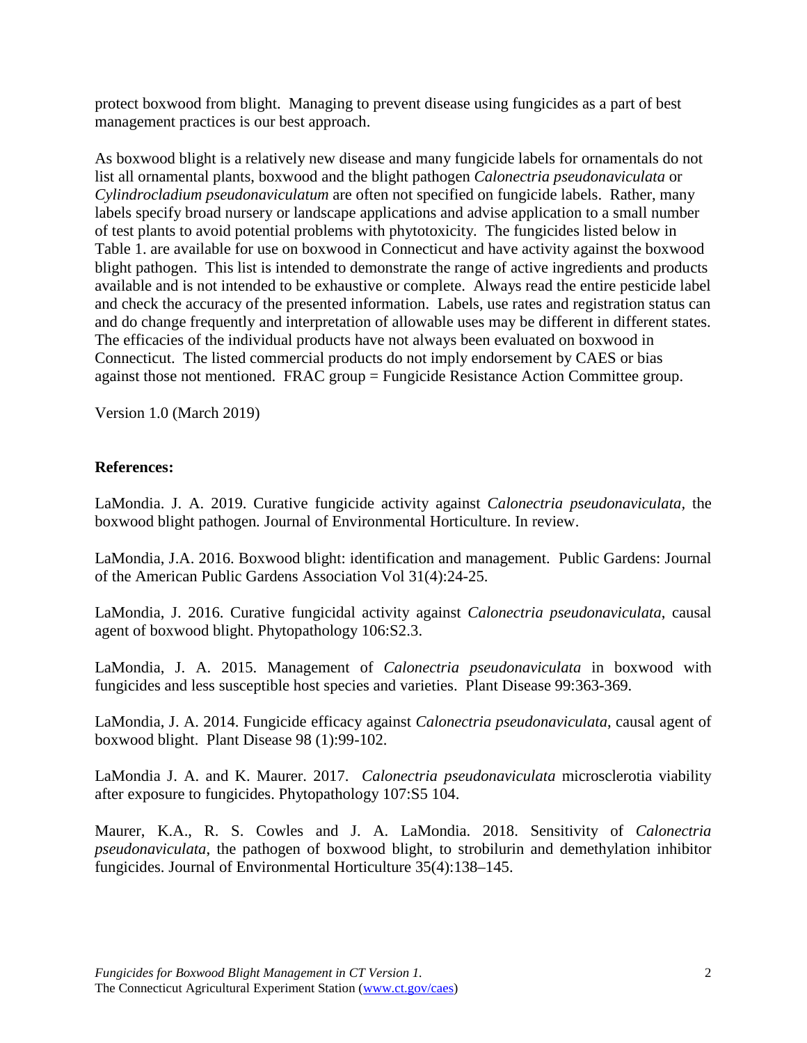protect boxwood from blight. Managing to prevent disease using fungicides as a part of best management practices is our best approach.

As boxwood blight is a relatively new disease and many fungicide labels for ornamentals do not list all ornamental plants, boxwood and the blight pathogen *Calonectria pseudonaviculata* or *Cylindrocladium pseudonaviculatum* are often not specified on fungicide labels. Rather, many labels specify broad nursery or landscape applications and advise application to a small number of test plants to avoid potential problems with phytotoxicity. The fungicides listed below in Table 1. are available for use on boxwood in Connecticut and have activity against the boxwood blight pathogen. This list is intended to demonstrate the range of active ingredients and products available and is not intended to be exhaustive or complete. Always read the entire pesticide label and check the accuracy of the presented information. Labels, use rates and registration status can and do change frequently and interpretation of allowable uses may be different in different states. The efficacies of the individual products have not always been evaluated on boxwood in Connecticut. The listed commercial products do not imply endorsement by CAES or bias against those not mentioned. FRAC group = Fungicide Resistance Action Committee group.

Version 1.0 (March 2019)

**References:**

LaMondia. J. A. 2019. Curative fungicide activity against *Calonectria pseudonaviculata*, the boxwood blight pathogen. Journal of Environmental Horticulture. In review.

LaMondia, J.A. 2016. Boxwood blight: identification and management. Public Gardens: Journal of the American Public Gardens Association Vol 31(4):24-25.

LaMondia, J. 2016. Curative fungicidal activity against *Calonectria pseudonaviculata*, causal agent of boxwood blight. Phytopathology 106:S2.3.

LaMondia, J. A. 2015. Management of *Calonectria pseudonaviculata* in boxwood with fungicides and less susceptible host species and varieties. Plant Disease 99:363-369.

LaMondia, J. A. 2014. Fungicide efficacy against *Calonectria pseudonaviculata*, causal agent of boxwood blight. Plant Disease 98 (1):99-102.

LaMondia J. A. and K. Maurer. 2017. *Calonectria pseudonaviculata* microsclerotia viability after exposure to fungicides. Phytopathology 107:S5 104.

Maurer, K.A., R. S. Cowles and J. A. LaMondia. 2018. Sensitivity of *Calonectria pseudonaviculata*, the pathogen of boxwood blight, to strobilurin and demethylation inhibitor fungicides. Journal of Environmental Horticulture 35(4):138–145.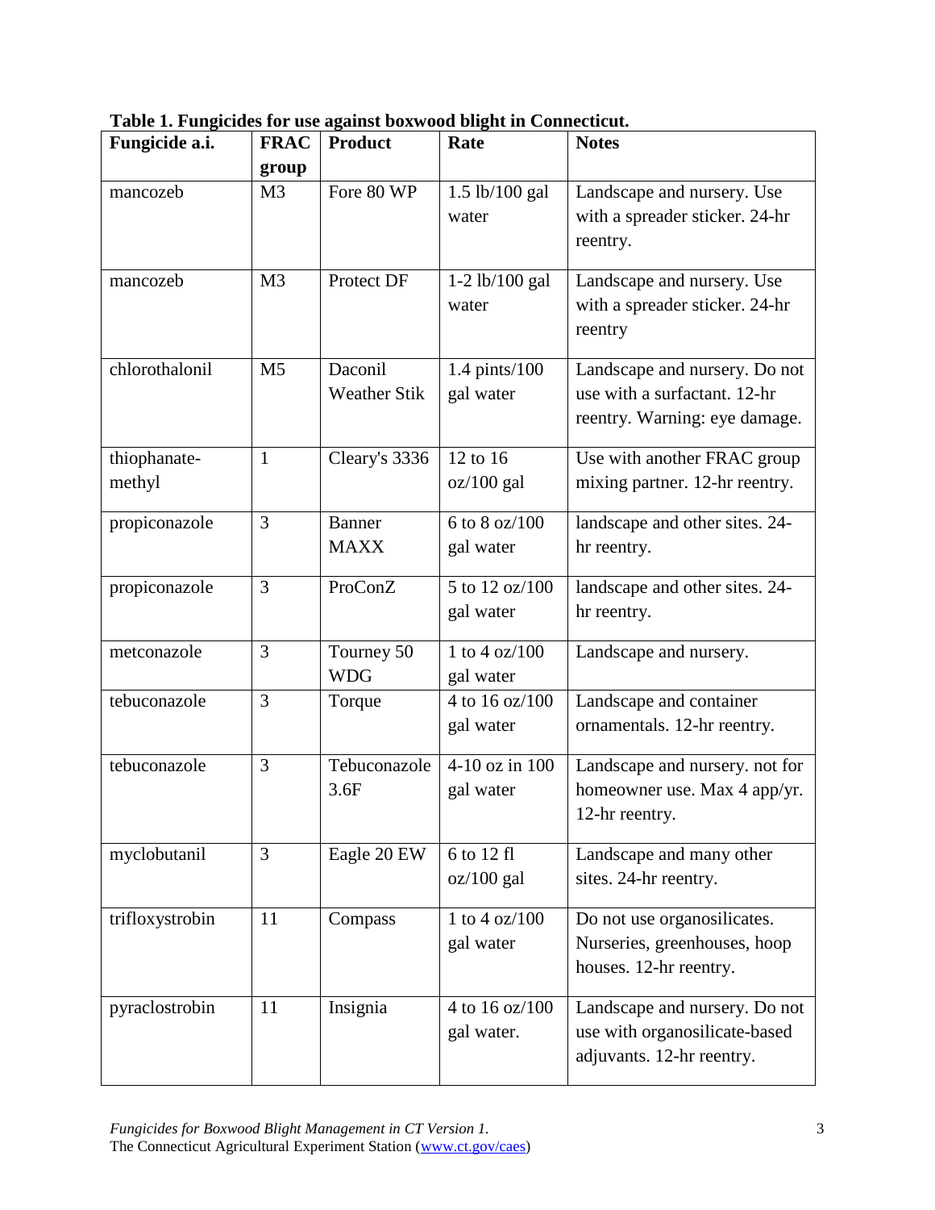**Table 1. Fungicides for use against boxwood blight in Connecticut.**

| Fungicide a.i. | FRAC group | Product | Rate | Notes |
|---|---|---|---|---|
| mancozeb | M3 | Fore 80 WP | 1.5 lb/100 gal water | Landscape and nursery. Use with a spreader sticker. 24-hr reentry. |
| mancozeb | M3 | Protect DF | 1-2 lb/100 gal water | Landscape and nursery. Use with a spreader sticker. 24-hr reentry |
| chlorothalonil | M5 | Daconil Weather Stik | 1.4 pints/100 gal water | Landscape and nursery. Do not use with a surfactant. 12-hr reentry. Warning: eye damage. |
| thiophanate-methyl | 1 | Cleary's 3336 | 12 to 16 oz/100 gal | Use with another FRAC group mixing partner. 12-hr reentry. |
| propiconazole | 3 | Banner MAXX | 6 to 8 oz/100 gal water | landscape and other sites. 24-hr reentry. |
| propiconazole | 3 | ProConZ | 5 to 12 oz/100 gal water | landscape and other sites. 24-hr reentry. |
| metconazole | 3 | Tourney 50 WDG | 1 to 4 oz/100 gal water | Landscape and nursery. |
| tebuconazole | 3 | Torque | 4 to 16 oz/100 gal water | Landscape and container ornamentals. 12-hr reentry. |
| tebuconazole | 3 | Tebuconazole 3.6F | 4-10 oz in 100 gal water | Landscape and nursery. not for homeowner use. Max 4 app/yr. 12-hr reentry. |
| myclobutanil | 3 | Eagle 20 EW | 6 to 12 fl oz/100 gal | Landscape and many other sites. 24-hr reentry. |
| trifloxystrobin | 11 | Compass | 1 to 4 oz/100 gal water | Do not use organosilicates. Nurseries, greenhouses, hoop houses. 12-hr reentry. |
| pyraclostrobin | 11 | Insignia | 4 to 16 oz/100 gal water. | Landscape and nursery. Do not use with organosilicate-based adjuvants. 12-hr reentry. |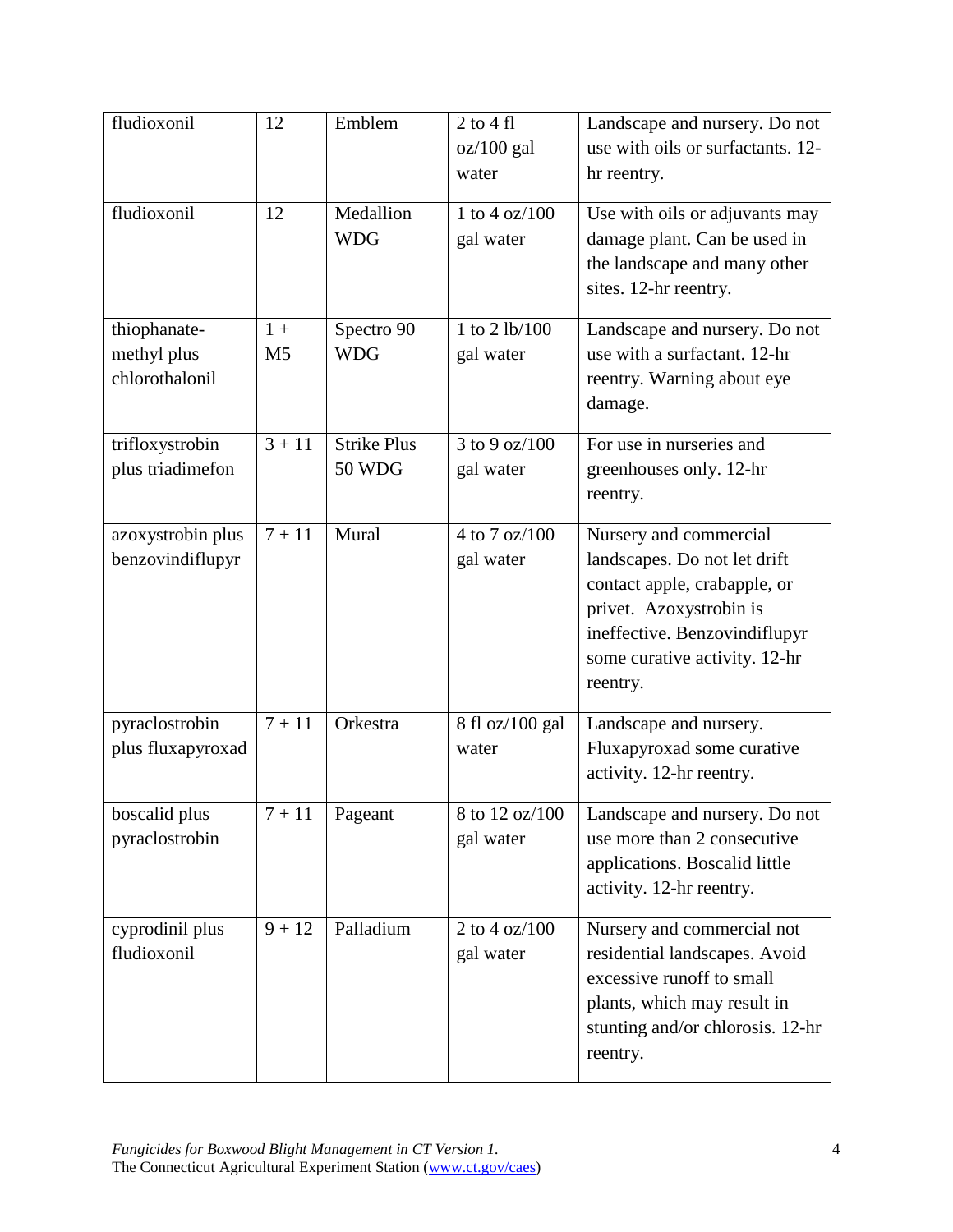| | | | | |
|---|---|---|---|---|
| fludioxonil | 12 | Emblem | 2 to 4 fl oz/100 gal water | Landscape and nursery. Do not use with oils or surfactants. 12-hr reentry. |
| fludioxonil | 12 | Medallion WDG | 1 to 4 oz/100 gal water | Use with oils or adjuvants may damage plant. Can be used in the landscape and many other sites. 12-hr reentry. |
| thiophanate-methyl plus chlorothalonil | 1 + M5 | Spectro 90 WDG | 1 to 2 lb/100 gal water | Landscape and nursery. Do not use with a surfactant. 12-hr reentry. Warning about eye damage. |
| trifloxystrobin plus triadimefon | 3 + 11 | Strike Plus 50 WDG | 3 to 9 oz/100 gal water | For use in nurseries and greenhouses only. 12-hr reentry. |
| azoxystrobin plus benzovindiflupyr | 7 + 11 | Mural | 4 to 7 oz/100 gal water | Nursery and commercial landscapes. Do not let drift contact apple, crabapple, or privet. Azoxystrobin is ineffective. Benzovindiflupyr some curative activity. 12-hr reentry. |
| pyraclostrobin plus fluxapyroxad | 7 + 11 | Orkestra | 8 fl oz/100 gal water | Landscape and nursery. Fluxapyroxad some curative activity. 12-hr reentry. |
| boscalid plus pyraclostrobin | 7 + 11 | Pageant | 8 to 12 oz/100 gal water | Landscape and nursery. Do not use more than 2 consecutive applications. Boscalid little activity. 12-hr reentry. |
| cyprodinil plus fludioxonil | 9 + 12 | Palladium | 2 to 4 oz/100 gal water | Nursery and commercial not residential landscapes. Avoid excessive runoff to small plants, which may result in stunting and/or chlorosis. 12-hr reentry. |